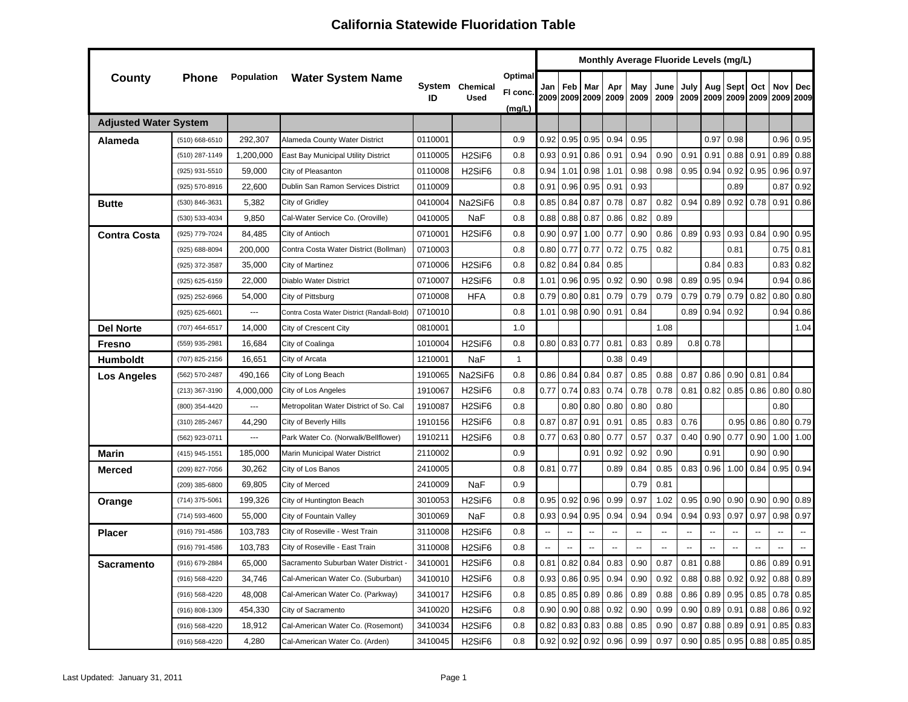# California Statewide Fluoridation Table

| County | Phone | Population | Water System Name | System ID | Chemical Used | Optimal Fl conc. (mg/L) | Monthly Average Fluoride Levels (mg/L) | | | | | | | | | | | |
|---|---|---|---|---|---|---|---|---|---|---|---|---|---|---|---|---|---|---|
| | | | | | | | Jan 2009 | Feb 2009 | Mar 2009 | Apr 2009 | May 2009 | June 2009 | July 2009 | Aug 2009 | Sept 2009 | Oct 2009 | Nov 2009 | Dec 2009 |
| **Adjusted Water System** | | | | | | | | | | | | | | | | | | |
| **Alameda** | (510) 668-6510 | 292,307 | Alameda County Water District | 0110001 | | 0.9 | 0.92 | 0.95 | 0.95 | 0.94 | 0.95 | | | 0.97 | 0.98 | | 0.96 | 0.95 |
| | (510) 287-1149 | 1,200,000 | East Bay Municipal Utility District | 0110005 | $H_2SiF_6$ | 0.8 | 0.93 | 0.91 | 0.86 | 0.91 | 0.94 | 0.90 | 0.91 | 0.91 | 0.88 | 0.91 | 0.89 | 0.88 |
| | (925) 931-5510 | 59,000 | City of Pleasanton | 0110008 | $H_2SiF_6$ | 0.8 | 0.94 | 1.01 | 0.98 | 1.01 | 0.98 | 0.98 | 0.95 | 0.94 | 0.92 | 0.95 | 0.96 | 0.97 |
| | (925) 570-8916 | 22,600 | Dublin San Ramon Services District | 0110009 | | 0.8 | 0.91 | 0.96 | 0.95 | 0.91 | 0.93 | | | | 0.89 | | 0.87 | 0.92 |
| **Butte** | (530) 846-3631 | 5,382 | City of Gridley | 0410004 | $Na_2SiF_6$ | 0.8 | 0.85 | 0.84 | 0.87 | 0.78 | 0.87 | 0.82 | 0.94 | 0.89 | 0.92 | 0.78 | 0.91 | 0.86 |
| | (530) 533-4034 | 9,850 | Cal-Water Service Co. (Oroville) | 0410005 | NaF | 0.8 | 0.88 | 0.88 | 0.87 | 0.86 | 0.82 | 0.89 | | | | | | |
| **Contra Costa** | (925) 779-7024 | 84,485 | City of Antioch | 0710001 | $H_2SiF_6$ | 0.8 | 0.90 | 0.97 | 1.00 | 0.77 | 0.90 | 0.86 | 0.89 | 0.93 | 0.93 | 0.84 | 0.90 | 0.95 |
| | (925) 688-8094 | 200,000 | Contra Costa Water District (Bollman) | 0710003 | | 0.8 | 0.80 | 0.77 | 0.77 | 0.72 | 0.75 | 0.82 | | | 0.81 | | 0.75 | 0.81 |
| | (925) 372-3587 | 35,000 | City of Martinez | 0710006 | $H_2SiF_6$ | 0.8 | 0.82 | 0.84 | 0.84 | 0.85 | | | | 0.84 | 0.83 | | 0.83 | 0.82 |
| | (925) 625-6159 | 22,000 | Diablo Water District | 0710007 | $H_2SiF_6$ | 0.8 | 1.01 | 0.96 | 0.95 | 0.92 | 0.90 | 0.98 | 0.89 | 0.95 | 0.94 | | 0.94 | 0.86 |
| | (925) 252-6966 | 54,000 | City of Pittsburg | 0710008 | HFA | 0.8 | 0.79 | 0.80 | 0.81 | 0.79 | 0.79 | 0.79 | 0.79 | 0.79 | 0.79 | 0.82 | 0.80 | 0.80 |
| | (925) 625-6601 | --- | Contra Costa Water District (Randall-Bold) | 0710010 | | 0.8 | 1.01 | 0.98 | 0.90 | 0.91 | 0.84 | | 0.89 | 0.94 | 0.92 | | 0.94 | 0.86 |
| **Del Norte** | (707) 464-6517 | 14,000 | City of Crescent City | 0810001 | | 1.0 | | | | | | 1.08 | | | | | | 1.04 |
| **Fresno** | (559) 935-2981 | 16,684 | City of Coalinga | 1010004 | $H_2SiF_6$ | 0.8 | 0.80 | 0.83 | 0.77 | 0.81 | 0.83 | 0.89 | 0.8 | 0.78 | | | | |
| **Humboldt** | (707) 825-2156 | 16,651 | City of Arcata | 1210001 | NaF | 1 | | | | 0.38 | 0.49 | | | | | | | |
| **Los Angeles** | (562) 570-2487 | 490,166 | City of Long Beach | 1910065 | $Na_2SiF_6$ | 0.8 | 0.86 | 0.84 | 0.84 | 0.87 | 0.85 | 0.88 | 0.87 | 0.86 | 0.90 | 0.81 | 0.84 | |
| | (213) 367-3190 | 4,000,000 | City of Los Angeles | 1910067 | $H_2SiF_6$ | 0.8 | 0.77 | 0.74 | 0.83 | 0.74 | 0.78 | 0.78 | 0.81 | 0.82 | 0.85 | 0.86 | 0.80 | 0.80 |
| | (800) 354-4420 | --- | Metropolitan Water District of So. Cal | 1910087 | $H_2SiF_6$ | 0.8 | | 0.80 | 0.80 | 0.80 | 0.80 | 0.80 | | | | | 0.80 | |
| | (310) 285-2467 | 44,290 | City of Beverly Hills | 1910156 | $H_2SiF_6$ | 0.8 | 0.87 | 0.87 | 0.91 | 0.91 | 0.85 | 0.83 | 0.76 | | 0.95 | 0.86 | 0.80 | 0.79 |
| | (562) 923-0711 | --- | Park Water Co. (Norwalk/Bellflower) | 1910211 | $H_2SiF_6$ | 0.8 | 0.77 | 0.63 | 0.80 | 0.77 | 0.57 | 0.37 | 0.40 | 0.90 | 0.77 | 0.90 | 1.00 | 1.00 |
| **Marin** | (415) 945-1551 | 185,000 | Marin Municipal Water District | 2110002 | | 0.9 | | | 0.91 | 0.92 | 0.92 | 0.90 | | 0.91 | | 0.90 | 0.90 | |
| **Merced** | (209) 827-7056 | 30,262 | City of Los Banos | 2410005 | | 0.8 | 0.81 | 0.77 | | 0.89 | 0.84 | 0.85 | 0.83 | 0.96 | 1.00 | 0.84 | 0.95 | 0.94 |
| | (209) 385-6800 | 69,805 | City of Merced | 2410009 | NaF | 0.9 | | | | | 0.79 | 0.81 | | | | | | |
| **Orange** | (714) 375-5061 | 199,326 | City of Huntington Beach | 3010053 | $H_2SiF_6$ | 0.8 | 0.95 | 0.92 | 0.96 | 0.99 | 0.97 | 1.02 | 0.95 | 0.90 | 0.90 | 0.90 | 0.90 | 0.89 |
| | (714) 593-4600 | 55,000 | City of Fountain Valley | 3010069 | NaF | 0.8 | 0.93 | 0.94 | 0.95 | 0.94 | 0.94 | 0.94 | 0.94 | 0.93 | 0.97 | 0.97 | 0.98 | 0.97 |
| **Placer** | (916) 791-4586 | 103,783 | City of Roseville - West Train | 3110008 | $H_2SiF_6$ | 0.8 | -- | -- | -- | -- | -- | -- | -- | -- | -- | -- | -- | -- |
| | (916) 791-4586 | 103,783 | City of Roseville - East Train | 3110008 | $H_2SiF_6$ | 0.8 | -- | -- | -- | -- | -- | -- | -- | -- | -- | -- | -- | -- |
| **Sacramento** | (916) 679-2884 | 65,000 | Sacramento Suburban Water District - | 3410001 | $H_2SiF_6$ | 0.8 | 0.81 | 0.82 | 0.84 | 0.83 | 0.90 | 0.87 | 0.81 | 0.88 | | 0.86 | 0.89 | 0.91 |
| | (916) 568-4220 | 34,746 | Cal-American Water Co. (Suburban) | 3410010 | $H_2SiF_6$ | 0.8 | 0.93 | 0.86 | 0.95 | 0.94 | 0.90 | 0.92 | 0.88 | 0.88 | 0.92 | 0.92 | 0.88 | 0.89 |
| | (916) 568-4220 | 48,008 | Cal-American Water Co. (Parkway) | 3410017 | $H_2SiF_6$ | 0.8 | 0.85 | 0.85 | 0.89 | 0.86 | 0.89 | 0.88 | 0.86 | 0.89 | 0.95 | 0.85 | 0.78 | 0.85 |
| | (916) 808-1309 | 454,330 | City of Sacramento | 3410020 | $H_2SiF_6$ | 0.8 | 0.90 | 0.90 | 0.88 | 0.92 | 0.90 | 0.99 | 0.90 | 0.89 | 0.91 | 0.88 | 0.86 | 0.92 |
| | (916) 568-4220 | 18,912 | Cal-American Water Co. (Rosemont) | 3410034 | $H_2SiF_6$ | 0.8 | 0.82 | 0.83 | 0.83 | 0.88 | 0.85 | 0.90 | 0.87 | 0.88 | 0.89 | 0.91 | 0.85 | 0.83 |
| | (916) 568-4220 | 4,280 | Cal-American Water Co. (Arden) | 3410045 | $H_2SiF_6$ | 0.8 | 0.92 | 0.92 | 0.92 | 0.96 | 0.99 | 0.97 | 0.90 | 0.85 | 0.95 | 0.88 | 0.85 | 0.85 |

Last Updated: January 31, 2011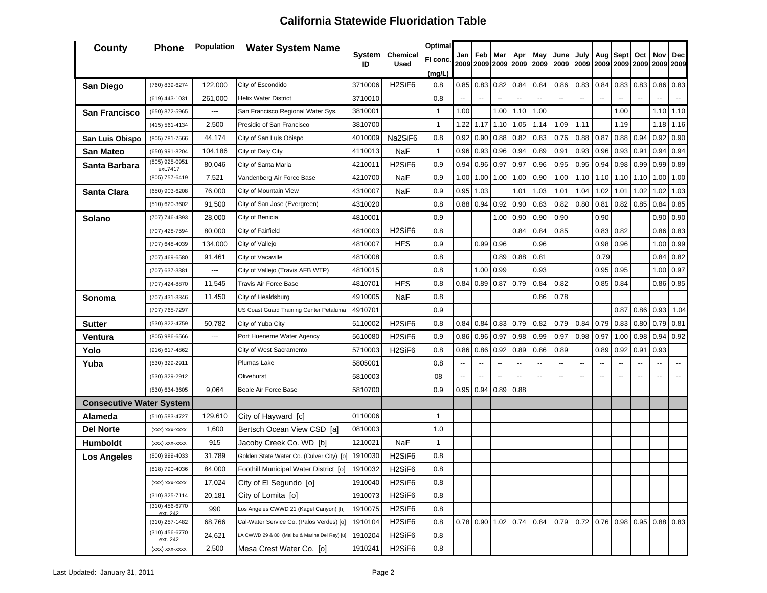# California Statewide Fluoridation Table

| County | Phone | Population | Water System Name | System ID | Chemical Used | Optimal Fl conc. (mg/L) | Jan 2009 | Feb 2009 | Mar 2009 | Apr 2009 | May 2009 | June 2009 | July 2009 | Aug 2009 | Sept 2009 | Oct 2009 | Nov 2009 | Dec 2009 |
|---|---|---|---|---|---|---|---|---|---|---|---|---|---|---|---|---|---|---|
| **San Diego** | (760) 839-6274 | 122,000 | City of Escondido | 3710006 | $H_2SiF_6$ | 0.8 | 0.85 | 0.83 | 0.82 | 0.84 | 0.84 | 0.86 | 0.83 | 0.84 | 0.83 | 0.83 | 0.86 | 0.83 |
| | (619) 443-1031 | 261,000 | Helix Water District | 3710010 | | 0.8 | -- | -- | -- | -- | -- | -- | -- | -- | -- | -- | -- | -- |
| **San Francisco** | (650) 872-5965 | --- | San Francisco Regional Water Sys. | 3810001 | | 1 | 1.00 | | 1.00 | 1.10 | 1.00 | | | | 1.00 | | 1.10 | 1.10 |
| | (415) 561-4134 | 2,500 | Presidio of San Francisco | 3810700 | | 1 | 1.22 | 1.17 | 1.10 | 1.05 | 1.14 | 1.09 | 1.11 | | 1.19 | | 1.18 | 1.16 |
| **San Luis Obispo** | (805) 781-7566 | 44,174 | City of San Luis Obispo | 4010009 | $Na_2SiF_6$ | 0.8 | 0.92 | 0.90 | 0.88 | 0.82 | 0.83 | 0.76 | 0.88 | 0.87 | 0.88 | 0.94 | 0.92 | 0.90 |
| **San Mateo** | (650) 991-8204 | 104,186 | City of Daly City | 4110013 | NaF | 1 | 0.96 | 0.93 | 0.96 | 0.94 | 0.89 | 0.91 | 0.93 | 0.96 | 0.93 | 0.91 | 0.94 | 0.94 |
| **Santa Barbara** | (805) 925-0951 ext.7417 | 80,046 | City of Santa Maria | 4210011 | $H_2SiF_6$ | 0.9 | 0.94 | 0.96 | 0.97 | 0.97 | 0.96 | 0.95 | 0.95 | 0.94 | 0.98 | 0.99 | 0.99 | 0.89 |
| | (805) 757-6419 | 7,521 | Vandenberg Air Force Base | 4210700 | NaF | 0.9 | 1.00 | 1.00 | 1.00 | 1.00 | 0.90 | 1.00 | 1.10 | 1.10 | 1.10 | 1.10 | 1.00 | 1.00 |
| **Santa Clara** | (650) 903-6208 | 76,000 | City of Mountain View | 4310007 | NaF | 0.9 | 0.95 | 1.03 | | 1.01 | 1.03 | 1.01 | 1.04 | 1.02 | 1.01 | 1.02 | 1.02 | 1.03 |
| | (510) 620-3602 | 91,500 | City of San Jose (Evergreen) | 4310020 | | 0.8 | 0.88 | 0.94 | 0.92 | 0.90 | 0.83 | 0.82 | 0.80 | 0.81 | 0.82 | 0.85 | 0.84 | 0.85 |
| **Solano** | (707) 746-4393 | 28,000 | City of Benicia | 4810001 | | 0.9 | | | 1.00 | 0.90 | 0.90 | 0.90 | | 0.90 | | | 0.90 | 0.90 |
| | (707) 428-7594 | 80,000 | City of Fairfield | 4810003 | $H_2SiF_6$ | 0.8 | | | | 0.84 | 0.84 | 0.85 | | 0.83 | 0.82 | | 0.86 | 0.83 |
| | (707) 648-4039 | 134,000 | City of Vallejo | 4810007 | HFS | 0.9 | | 0.99 | 0.96 | | 0.96 | | | 0.98 | 0.96 | | 1.00 | 0.99 |
| | (707) 469-6580 | 91,461 | City of Vacaville | 4810008 | | 0.8 | | | 0.89 | 0.88 | 0.81 | | | 0.79 | | | 0.84 | 0.82 |
| | (707) 637-3381 | --- | City of Vallejo (Travis AFB WTP) | 4810015 | | 0.8 | | 1.00 | 0.99 | | 0.93 | | | 0.95 | 0.95 | | 1.00 | 0.97 |
| | (707) 424-8870 | 11,545 | Travis Air Force Base | 4810701 | HFS | 0.8 | 0.84 | 0.89 | 0.87 | 0.79 | 0.84 | 0.82 | | 0.85 | 0.84 | | 0.86 | 0.85 |
| **Sonoma** | (707) 431-3346 | 11,450 | City of Healdsburg | 4910005 | NaF | 0.8 | | | | | 0.86 | 0.78 | | | | | | |
| | (707) 765-7297 | | US Coast Guard Training Center Petaluma | 4910701 | | 0.9 | | | | | | | | | 0.87 | 0.86 | 0.93 | 1.04 |
| **Sutter** | (530) 822-4759 | 50,782 | City of Yuba City | 5110002 | $H_2SiF_6$ | 0.8 | 0.84 | 0.84 | 0.83 | 0.79 | 0.82 | 0.79 | 0.84 | 0.79 | 0.83 | 0.80 | 0.79 | 0.81 |
| **Ventura** | (805) 986-6566 | --- | Port Hueneme Water Agency | 5610080 | $H_2SiF_6$ | 0.9 | 0.86 | 0.96 | 0.97 | 0.98 | 0.99 | 0.97 | 0.98 | 0.97 | 1.00 | 0.98 | 0.94 | 0.92 |
| **Yolo** | (916) 617-4862 | | City of West Sacramento | 5710003 | $H_2SiF_6$ | 0.8 | 0.86 | 0.86 | 0.92 | 0.89 | 0.86 | 0.89 | | 0.89 | 0.92 | 0.91 | 0.93 | |
| **Yuba** | (530) 329-2911 | | Plumas Lake | 5805001 | | 0.8 | -- | -- | -- | -- | -- | -- | -- | -- | -- | -- | -- | -- |
| | (530) 329-2912 | | Olivehurst | 5810003 | | 08 | -- | -- | -- | -- | -- | -- | -- | -- | -- | -- | -- | -- |
| | (530) 634-3605 | 9,064 | Beale Air Force Base | 5810700 | | 0.9 | 0.95 | 0.94 | 0.89 | 0.88 | | | | | | | | |
| **Consecutive Water System** | | | | | | | | | | | | | | | | | | |
| **Alameda** | (510) 583-4727 | 129,610 | City of Hayward [c] | 0110006 | | 1 | | | | | | | | | | | | |
| **Del Norte** | (xxx) xxx-xxxx | 1,600 | Bertsch Ocean View CSD [a] | 0810003 | | 1.0 | | | | | | | | | | | | |
| **Humboldt** | (xxx) xxx-xxxx | 915 | Jacoby Creek Co. WD [b] | 1210021 | NaF | 1 | | | | | | | | | | | | |
| **Los Angeles** | (800) 999-4033 | 31,789 | Golden State Water Co. (Culver City) [o] | 1910030 | $H_2SiF_6$ | 0.8 | | | | | | | | | | | | |
| | (818) 790-4036 | 84,000 | Foothill Municipal Water District [o] | 1910032 | $H_2SiF_6$ | 0.8 | | | | | | | | | | | | |
| | (xxx) xxx-xxxx | 17,024 | City of El Segundo [o] | 1910040 | $H_2SiF_6$ | 0.8 | | | | | | | | | | | | |
| | (310) 325-7114 | 20,181 | City of Lomita [o] | 1910073 | $H_2SiF_6$ | 0.8 | | | | | | | | | | | | |
| | (310) 456-6770 ext. 242 | 990 | Los Angeles CWWD 21 (Kagel Canyon) [h] | 1910075 | $H_2SiF_6$ | 0.8 | | | | | | | | | | | | |
| | (310) 257-1482 | 68,766 | Cal-Water Service Co. (Palos Verdes) [o] | 1910104 | $H_2SiF_6$ | 0.8 | 0.78 | 0.90 | 1.02 | 0.74 | 0.84 | 0.79 | 0.72 | 0.76 | 0.98 | 0.95 | 0.88 | 0.83 |
| | (310) 456-6770 ext. 242 | 24,621 | LA CWWD 29 & 80 (Malibu & Marina Del Rey) [u] | 1910204 | $H_2SiF_6$ | 0.8 | | | | | | | | | | | | |
| | (xxx) xxx-xxxx | 2,500 | Mesa Crest Water Co. [o] | 1910241 | $H_2SiF_6$ | 0.8 | | | | | | | | | | | | |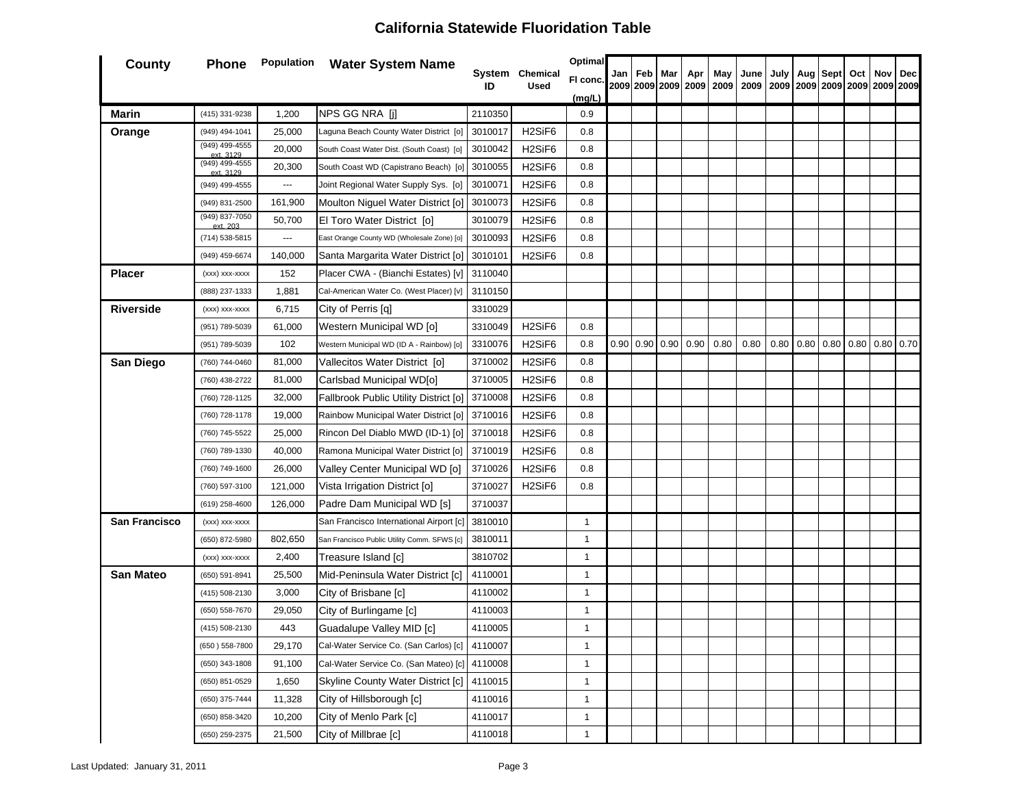# California Statewide Fluoridation Table

| County | Phone | Population | Water System Name | System ID | Chemical Used | Optimal Fl conc. (mg/L) | Jan 2009 | Feb 2009 | Mar 2009 | Apr 2009 | May 2009 | June 2009 | July 2009 | Aug 2009 | Sept 2009 | Oct 2009 | Nov 2009 | Dec 2009 |
|---|---|---|---|---|---|---|---|---|---|---|---|---|---|---|---|---|---|---|
| **Marin** | (415) 331-9238 | 1,200 | NPS GG NRA [j] | 2110350 | | 0.9 | | | | | | | | | | | | |
| **Orange** | (949) 494-1041 | 25,000 | Laguna Beach County Water District [o] | 3010017 | H2SiF6 | 0.8 | | | | | | | | | | | | |
| | (949) 499-4555 ext. 3129 | 20,000 | South Coast Water Dist. (South Coast) [o] | 3010042 | H2SiF6 | 0.8 | | | | | | | | | | | | |
| | (949) 499-4555 ext. 3129 | 20,300 | South Coast WD (Capistrano Beach) [o] | 3010055 | H2SiF6 | 0.8 | | | | | | | | | | | | |
| | (949) 499-4555 | --- | Joint Regional Water Supply Sys. [o] | 3010071 | H2SiF6 | 0.8 | | | | | | | | | | | | |
| | (949) 831-2500 | 161,900 | Moulton Niguel Water District [o] | 3010073 | H2SiF6 | 0.8 | | | | | | | | | | | | |
| | (949) 837-7050 ext. 203 | 50,700 | El Toro Water District [o] | 3010079 | H2SiF6 | 0.8 | | | | | | | | | | | | |
| | (714) 538-5815 | --- | East Orange County WD (Wholesale Zone) [o] | 3010093 | H2SiF6 | 0.8 | | | | | | | | | | | | |
| | (949) 459-6674 | 140,000 | Santa Margarita Water District [o] | 3010101 | H2SiF6 | 0.8 | | | | | | | | | | | | |
| **Placer** | (xxx) xxx-xxxx | 152 | Placer CWA - (Bianchi Estates) [v] | 3110040 | | | | | | | | | | | | | | |
| | (888) 237-1333 | 1,881 | Cal-American Water Co. (West Placer) [v] | 3110150 | | | | | | | | | | | | | | |
| **Riverside** | (xxx) xxx-xxxx | 6,715 | City of Perris [q] | 3310029 | | | | | | | | | | | | | | |
| | (951) 789-5039 | 61,000 | Western Municipal WD [o] | 3310049 | H2SiF6 | 0.8 | | | | | | | | | | | | |
| | (951) 789-5039 | 102 | Western Municipal WD (ID A - Rainbow) [o] | 3310076 | H2SiF6 | 0.8 | 0.90 | 0.90 | 0.90 | 0.90 | 0.80 | 0.80 | 0.80 | 0.80 | 0.80 | 0.80 | 0.80 | 0.70 |
| **San Diego** | (760) 744-0460 | 81,000 | Vallecitos Water District [o] | 3710002 | H2SiF6 | 0.8 | | | | | | | | | | | | |
| | (760) 438-2722 | 81,000 | Carlsbad Municipal WD[o] | 3710005 | H2SiF6 | 0.8 | | | | | | | | | | | | |
| | (760) 728-1125 | 32,000 | Fallbrook Public Utility District [o] | 3710008 | H2SiF6 | 0.8 | | | | | | | | | | | | |
| | (760) 728-1178 | 19,000 | Rainbow Municipal Water District [o] | 3710016 | H2SiF6 | 0.8 | | | | | | | | | | | | |
| | (760) 745-5522 | 25,000 | Rincon Del Diablo MWD (ID-1) [o] | 3710018 | H2SiF6 | 0.8 | | | | | | | | | | | | |
| | (760) 789-1330 | 40,000 | Ramona Municipal Water District [o] | 3710019 | H2SiF6 | 0.8 | | | | | | | | | | | | |
| | (760) 749-1600 | 26,000 | Valley Center Municipal WD [o] | 3710026 | H2SiF6 | 0.8 | | | | | | | | | | | | |
| | (760) 597-3100 | 121,000 | Vista Irrigation District [o] | 3710027 | H2SiF6 | 0.8 | | | | | | | | | | | | |
| | (619) 258-4600 | 126,000 | Padre Dam Municipal WD [s] | 3710037 | | | | | | | | | | | | | | |
| **San Francisco** | (xxx) xxx-xxxx | | San Francisco International Airport [c] | 3810010 | | 1 | | | | | | | | | | | | |
| | (650) 872-5980 | 802,650 | San Francisco Public Utility Comm. SFWS [c] | 3810011 | | 1 | | | | | | | | | | | | |
| | (xxx) xxx-xxxx | 2,400 | Treasure Island [c] | 3810702 | | 1 | | | | | | | | | | | | |
| **San Mateo** | (650) 591-8941 | 25,500 | Mid-Peninsula Water District [c] | 4110001 | | 1 | | | | | | | | | | | | |
| | (415) 508-2130 | 3,000 | City of Brisbane [c] | 4110002 | | 1 | | | | | | | | | | | | |
| | (650) 558-7670 | 29,050 | City of Burlingame [c] | 4110003 | | 1 | | | | | | | | | | | | |
| | (415) 508-2130 | 443 | Guadalupe Valley MID [c] | 4110005 | | 1 | | | | | | | | | | | | |
| | (650 ) 558-7800 | 29,170 | Cal-Water Service Co. (San Carlos) [c] | 4110007 | | 1 | | | | | | | | | | | | |
| | (650) 343-1808 | 91,100 | Cal-Water Service Co. (San Mateo) [c] | 4110008 | | 1 | | | | | | | | | | | | |
| | (650) 851-0529 | 1,650 | Skyline County Water District [c] | 4110015 | | 1 | | | | | | | | | | | | |
| | (650) 375-7444 | 11,328 | City of Hillsborough [c] | 4110016 | | 1 | | | | | | | | | | | | |
| | (650) 858-3420 | 10,200 | City of Menlo Park [c] | 4110017 | | 1 | | | | | | | | | | | | |
| | (650) 259-2375 | 21,500 | City of Millbrae [c] | 4110018 | | 1 | | | | | | | | | | | | |

Last Updated: January 31, 2011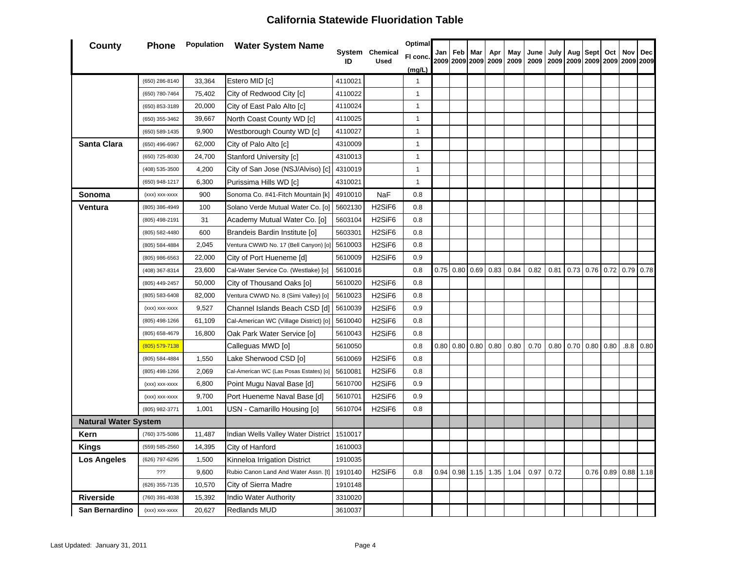# California Statewide Fluoridation Table

| County | Phone | Population | Water System Name | System ID | Chemical Used | Optimal Fl conc. (mg/L) | Jan 2009 | Feb 2009 | Mar 2009 | Apr 2009 | May 2009 | June 2009 | July 2009 | Aug 2009 | Sept 2009 | Oct 2009 | Nov 2009 | Dec 2009 |
|---|---|---|---|---|---|---|---|---|---|---|---|---|---|---|---|---|---|---|
| | (650) 286-8140 | 33,364 | Estero MID [c] | 4110021 | | 1 | | | | | | | | | | | | |
| | (650) 780-7464 | 75,402 | City of Redwood City [c] | 4110022 | | 1 | | | | | | | | | | | | |
| | (650) 853-3189 | 20,000 | City of East Palo Alto [c] | 4110024 | | 1 | | | | | | | | | | | | |
| | (650) 355-3462 | 39,667 | North Coast County WD [c] | 4110025 | | 1 | | | | | | | | | | | | |
| | (650) 589-1435 | 9,900 | Westborough County WD [c] | 4110027 | | 1 | | | | | | | | | | | | |
| **Santa Clara** | (650) 496-6967 | 62,000 | City of Palo Alto [c] | 4310009 | | 1 | | | | | | | | | | | | |
| | (650) 725-8030 | 24,700 | Stanford University [c] | 4310013 | | 1 | | | | | | | | | | | | |
| | (408) 535-3500 | 4,200 | City of San Jose (NSJ/Alviso) [c] | 4310019 | | 1 | | | | | | | | | | | | |
| | (650) 948-1217 | 6,300 | Purissima Hills WD [c] | 4310021 | | 1 | | | | | | | | | | | | |
| **Sonoma** | (xxx) xxx-xxxx | 900 | Sonoma Co. #41-Fitch Mountain [k] | 4910010 | NaF | 0.8 | | | | | | | | | | | | |
| **Ventura** | (805) 386-4949 | 100 | Solano Verde Mutual Water Co. [o] | 5602130 | H2SiF6 | 0.8 | | | | | | | | | | | | |
| | (805) 498-2191 | 31 | Academy Mutual Water Co. [o] | 5603104 | H2SiF6 | 0.8 | | | | | | | | | | | | |
| | (805) 582-4480 | 600 | Brandeis Bardin Institute [o] | 5603301 | H2SiF6 | 0.8 | | | | | | | | | | | | |
| | (805) 584-4884 | 2,045 | Ventura CWWD No. 17 (Bell Canyon) [o] | 5610003 | H2SiF6 | 0.8 | | | | | | | | | | | | |
| | (805) 986-6563 | 22,000 | City of Port Hueneme [d] | 5610009 | H2SiF6 | 0.9 | | | | | | | | | | | | |
| | (408) 367-8314 | 23,600 | Cal-Water Service Co. (Westlake) [o] | 5610016 | | 0.8 | 0.75 | 0.80 | 0.69 | 0.83 | 0.84 | 0.82 | 0.81 | 0.73 | 0.76 | 0.72 | 0.79 | 0.78 |
| | (805) 449-2457 | 50,000 | City of Thousand Oaks [o] | 5610020 | H2SiF6 | 0.8 | | | | | | | | | | | | |
| | (805) 583-6408 | 82,000 | Ventura CWWD No. 8 (Simi Valley) [o] | 5610023 | H2SiF6 | 0.8 | | | | | | | | | | | | |
| | (xxx) xxx-xxxx | 9,527 | Channel Islands Beach CSD [d] | 5610039 | H2SiF6 | 0.9 | | | | | | | | | | | | |
| | (805) 498-1266 | 61,109 | Cal-American WC (Village District) [o] | 5610040 | H2SiF6 | 0.8 | | | | | | | | | | | | |
| | (805) 658-4679 | 16,800 | Oak Park Water Service [o] | 5610043 | H2SiF6 | 0.8 | | | | | | | | | | | | |
| | (805) 579-7138 | | Calleguas MWD [o] | 5610050 | | 0.8 | 0.80 | 0.80 | 0.80 | 0.80 | 0.80 | 0.70 | 0.80 | 0.70 | 0.80 | 0.80 | .8.8 | 0.80 |
| | (805) 584-4884 | 1,550 | Lake Sherwood CSD [o] | 5610069 | H2SiF6 | 0.8 | | | | | | | | | | | | |
| | (805) 498-1266 | 2,069 | Cal-American WC (Las Posas Estates) [o] | 5610081 | H2SiF6 | 0.8 | | | | | | | | | | | | |
| | (xxx) xxx-xxxx | 6,800 | Point Mugu Naval Base [d] | 5610700 | H2SiF6 | 0.9 | | | | | | | | | | | | |
| | (xxx) xxx-xxxx | 9,700 | Port Hueneme Naval Base [d] | 5610701 | H2SiF6 | 0.9 | | | | | | | | | | | | |
| | (805) 982-3771 | 1,001 | USN - Camarillo Housing [o] | 5610704 | H2SiF6 | 0.8 | | | | | | | | | | | | |
| **Natural Water System** | | | | | | | | | | | | | | | | | | |
| **Kern** | (760) 375-5086 | 11,487 | Indian Wells Valley Water District | 1510017 | | | | | | | | | | | | | | |
| **Kings** | (559) 585-2560 | 14,395 | City of Hanford | 1610003 | | | | | | | | | | | | | | |
| **Los Angeles** | (626) 797-6295 | 1,500 | Kinneloa Irrigation District | 1910035 | | | | | | | | | | | | | | |
| | ??? | 9,600 | Rubio Canon Land And Water Assn. [t] | 1910140 | H2SiF6 | 0.8 | 0.94 | 0.98 | 1.15 | 1.35 | 1.04 | 0.97 | 0.72 | | 0.76 | 0.89 | 0.88 | 1.18 |
| | (626) 355-7135 | 10,570 | City of Sierra Madre | 1910148 | | | | | | | | | | | | | | |
| **Riverside** | (760) 391-4038 | 15,392 | Indio Water Authority | 3310020 | | | | | | | | | | | | | | |
| **San Bernardino** | (xxx) xxx-xxxx | 20,627 | Redlands MUD | 3610037 | | | | | | | | | | | | | | |

Last Updated: January 31, 2011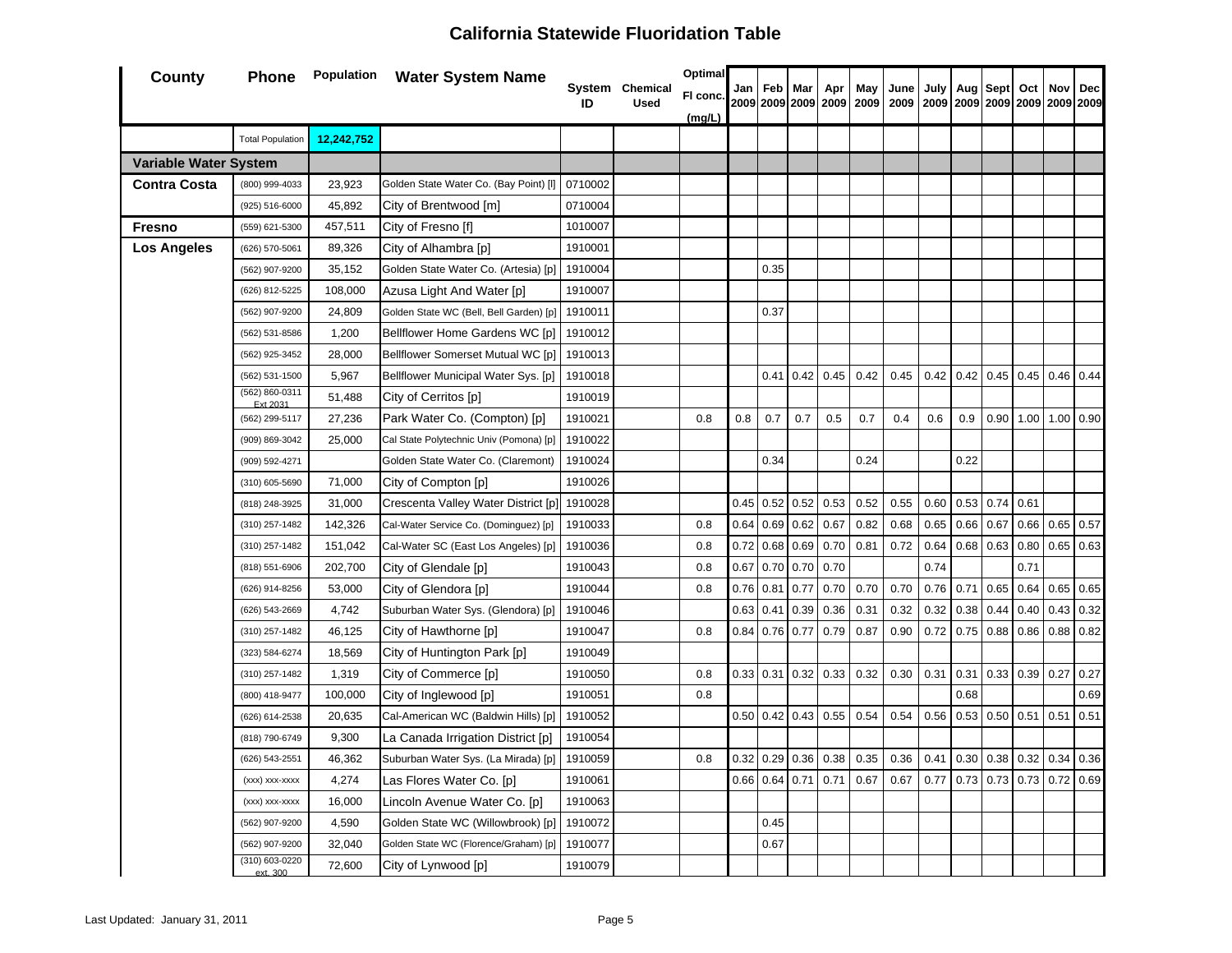# California Statewide Fluoridation Table

| County | Phone | Population | Water System Name | System ID | Chemical Used | Optimal Fl conc. (mg/L) | Jan 2009 | Feb 2009 | Mar 2009 | Apr 2009 | May 2009 | June 2009 | July 2009 | Aug 2009 | Sept 2009 | Oct 2009 | Nov 2009 | Dec 2009 |
|---|---|---|---|---|---|---|---|---|---|---|---|---|---|---|---|---|---|---|
| | Total Population | 12,242,752 | | | | | | | | | | | | | | | | |
| **Variable Water System** | | | | | | | | | | | | | | | | | | |
| **Contra Costa** | (800) 999-4033 | 23,923 | Golden State Water Co. (Bay Point) [l] | 0710002 | | | | | | | | | | | | | | |
| | (925) 516-6000 | 45,892 | City of Brentwood [m] | 0710004 | | | | | | | | | | | | | | |
| **Fresno** | (559) 621-5300 | 457,511 | City of Fresno [f] | 1010007 | | | | | | | | | | | | | | |
| **Los Angeles** | (626) 570-5061 | 89,326 | City of Alhambra [p] | 1910001 | | | | | | | | | | | | | | |
| | (562) 907-9200 | 35,152 | Golden State Water Co. (Artesia) [p] | 1910004 | | | | 0.35 | | | | | | | | | | |
| | (626) 812-5225 | 108,000 | Azusa Light And Water [p] | 1910007 | | | | | | | | | | | | | | |
| | (562) 907-9200 | 24,809 | Golden State WC (Bell, Bell Garden) [p] | 1910011 | | | | 0.37 | | | | | | | | | | |
| | (562) 531-8586 | 1,200 | Bellflower Home Gardens WC [p] | 1910012 | | | | | | | | | | | | | | |
| | (562) 925-3452 | 28,000 | Bellflower Somerset Mutual WC [p] | 1910013 | | | | | | | | | | | | | | |
| | (562) 531-1500 | 5,967 | Bellflower Municipal Water Sys. [p] | 1910018 | | | | 0.41 | 0.42 | 0.45 | 0.42 | 0.45 | 0.42 | 0.42 | 0.45 | 0.45 | 0.46 | 0.44 |
| | (562) 860-0311 Ext 2031 | 51,488 | City of Cerritos [p] | 1910019 | | | | | | | | | | | | | | |
| | (562) 299-5117 | 27,236 | Park Water Co. (Compton) [p] | 1910021 | | 0.8 | 0.8 | 0.7 | 0.7 | 0.5 | 0.7 | 0.4 | 0.6 | 0.9 | 0.90 | 1.00 | 1.00 | 0.90 |
| | (909) 869-3042 | 25,000 | Cal State Polytechnic Univ (Pomona) [p] | 1910022 | | | | | | | | | | | | | | |
| | (909) 592-4271 | | Golden State Water Co. (Claremont) | 1910024 | | | | 0.34 | | | 0.24 | | | 0.22 | | | | |
| | (310) 605-5690 | 71,000 | City of Compton [p] | 1910026 | | | | | | | | | | | | | | |
| | (818) 248-3925 | 31,000 | Crescenta Valley Water District [p] | 1910028 | | | 0.45 | 0.52 | 0.52 | 0.53 | 0.52 | 0.55 | 0.60 | 0.53 | 0.74 | 0.61 | | |
| | (310) 257-1482 | 142,326 | Cal-Water Service Co. (Dominguez) [p] | 1910033 | | 0.8 | 0.64 | 0.69 | 0.62 | 0.67 | 0.82 | 0.68 | 0.65 | 0.66 | 0.67 | 0.66 | 0.65 | 0.57 |
| | (310) 257-1482 | 151,042 | Cal-Water SC (East Los Angeles) [p] | 1910036 | | 0.8 | 0.72 | 0.68 | 0.69 | 0.70 | 0.81 | 0.72 | 0.64 | 0.68 | 0.63 | 0.80 | 0.65 | 0.63 |
| | (818) 551-6906 | 202,700 | City of Glendale [p] | 1910043 | | 0.8 | 0.67 | 0.70 | 0.70 | 0.70 | | | 0.74 | | | 0.71 | | |
| | (626) 914-8256 | 53,000 | City of Glendora [p] | 1910044 | | 0.8 | 0.76 | 0.81 | 0.77 | 0.70 | 0.70 | 0.70 | 0.76 | 0.71 | 0.65 | 0.64 | 0.65 | 0.65 |
| | (626) 543-2669 | 4,742 | Suburban Water Sys. (Glendora) [p] | 1910046 | | | 0.63 | 0.41 | 0.39 | 0.36 | 0.31 | 0.32 | 0.32 | 0.38 | 0.44 | 0.40 | 0.43 | 0.32 |
| | (310) 257-1482 | 46,125 | City of Hawthorne [p] | 1910047 | | 0.8 | 0.84 | 0.76 | 0.77 | 0.79 | 0.87 | 0.90 | 0.72 | 0.75 | 0.88 | 0.86 | 0.88 | 0.82 |
| | (323) 584-6274 | 18,569 | City of Huntington Park [p] | 1910049 | | | | | | | | | | | | | | |
| | (310) 257-1482 | 1,319 | City of Commerce [p] | 1910050 | | 0.8 | 0.33 | 0.31 | 0.32 | 0.33 | 0.32 | 0.30 | 0.31 | 0.31 | 0.33 | 0.39 | 0.27 | 0.27 |
| | (800) 418-9477 | 100,000 | City of Inglewood [p] | 1910051 | | 0.8 | | | | | | | | 0.68 | | | | 0.69 |
| | (626) 614-2538 | 20,635 | Cal-American WC (Baldwin Hills) [p] | 1910052 | | | 0.50 | 0.42 | 0.43 | 0.55 | 0.54 | 0.54 | 0.56 | 0.53 | 0.50 | 0.51 | 0.51 | 0.51 |
| | (818) 790-6749 | 9,300 | La Canada Irrigation District [p] | 1910054 | | | | | | | | | | | | | | |
| | (626) 543-2551 | 46,362 | Suburban Water Sys. (La Mirada) [p] | 1910059 | | 0.8 | 0.32 | 0.29 | 0.36 | 0.38 | 0.35 | 0.36 | 0.41 | 0.30 | 0.38 | 0.32 | 0.34 | 0.36 |
| | (xxx) xxx-xxxx | 4,274 | Las Flores Water Co. [p] | 1910061 | | | 0.66 | 0.64 | 0.71 | 0.71 | 0.67 | 0.67 | 0.77 | 0.73 | 0.73 | 0.73 | 0.72 | 0.69 |
| | (xxx) xxx-xxxx | 16,000 | Lincoln Avenue Water Co. [p] | 1910063 | | | | | | | | | | | | | | |
| | (562) 907-9200 | 4,590 | Golden State WC (Willowbrook) [p] | 1910072 | | | | 0.45 | | | | | | | | | | |
| | (562) 907-9200 | 32,040 | Golden State WC (Florence/Graham) [p] | 1910077 | | | | 0.67 | | | | | | | | | | |
| | (310) 603-0220 ext. 300 | 72,600 | City of Lynwood [p] | 1910079 | | | | | | | | | | | | | | |

Last Updated: January 31, 2011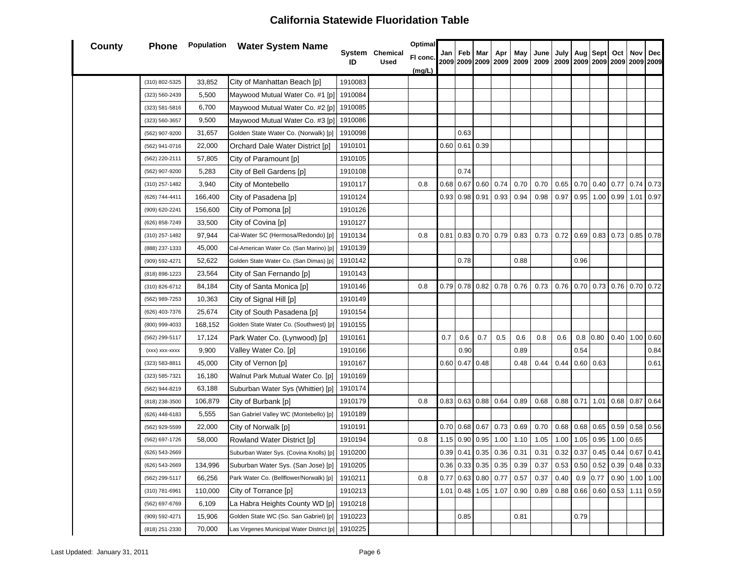# California Statewide Fluoridation Table

| County | Phone | Population | Water System Name | System ID | Chemical Used | Optimal Fl conc. (mg/L) | Jan 2009 | Feb 2009 | Mar 2009 | Apr 2009 | May 2009 | June 2009 | July 2009 | Aug 2009 | Sept 2009 | Oct 2009 | Nov 2009 | Dec 2009 |
|---|---|---|---|---|---|---|---|---|---|---|---|---|---|---|---|---|---|---|
| | (310) 802-5325 | 33,852 | City of Manhattan Beach [p] | 1910083 | | | | | | | | | | | | | | |
| | (323) 560-2439 | 5,500 | Maywood Mutual Water Co. #1 [p] | 1910084 | | | | | | | | | | | | | | |
| | (323) 581-5816 | 6,700 | Maywood Mutual Water Co. #2 [p] | 1910085 | | | | | | | | | | | | | | |
| | (323) 560-3657 | 9,500 | Maywood Mutual Water Co. #3 [p] | 1910086 | | | | | | | | | | | | | | |
| | (562) 907-9200 | 31,657 | Golden State Water Co. (Norwalk) [p] | 1910098 | | | | 0.63 | | | | | | | | | | |
| | (562) 941-0716 | 22,000 | Orchard Dale Water District [p] | 1910101 | | | 0.60 | 0.61 | 0.39 | | | | | | | | | |
| | (562) 220-2111 | 57,805 | City of Paramount [p] | 1910105 | | | | | | | | | | | | | | |
| | (562) 907-9200 | 5,283 | City of Bell Gardens [p] | 1910108 | | | | 0.74 | | | | | | | | | | |
| | (310) 257-1482 | 3,940 | City of Montebello | 1910117 | | 0.8 | 0.68 | 0.67 | 0.60 | 0.74 | 0.70 | 0.70 | 0.65 | 0.70 | 0.40 | 0.77 | 0.74 | 0.73 |
| | (626) 744-4411 | 166,400 | City of Pasadena [p] | 1910124 | | | 0.93 | 0.98 | 0.91 | 0.93 | 0.94 | 0.98 | 0.97 | 0.95 | 1.00 | 0.99 | 1.01 | 0.97 |
| | (909) 620-2241 | 156,600 | City of Pomona [p] | 1910126 | | | | | | | | | | | | | | |
| | (626) 858-7249 | 33,500 | City of Covina [p] | 1910127 | | | | | | | | | | | | | | |
| | (310) 257-1482 | 97,944 | Cal-Water SC (Hermosa/Redondo) [p] | 1910134 | | 0.8 | 0.81 | 0.83 | 0.70 | 0.79 | 0.83 | 0.73 | 0.72 | 0.69 | 0.83 | 0.73 | 0.85 | 0.78 |
| | (888) 237-1333 | 45,000 | Cal-American Water Co. (San Marino) [p] | 1910139 | | | | | | | | | | | | | | |
| | (909) 592-4271 | 52,622 | Golden State Water Co. (San Dimas) [p] | 1910142 | | | | 0.78 | | | 0.88 | | | 0.96 | | | | |
| | (818) 898-1223 | 23,564 | City of San Fernando [p] | 1910143 | | | | | | | | | | | | | | |
| | (310) 826-6712 | 84,184 | City of Santa Monica [p] | 1910146 | | 0.8 | 0.79 | 0.78 | 0.82 | 0.78 | 0.76 | 0.73 | 0.76 | 0.70 | 0.73 | 0.76 | 0.70 | 0.72 |
| | (562) 989-7253 | 10,363 | City of Signal Hill [p] | 1910149 | | | | | | | | | | | | | | |
| | (626) 403-7376 | 25,674 | City of South Pasadena [p] | 1910154 | | | | | | | | | | | | | | |
| | (800) 999-4033 | 168,152 | Golden State Water Co. (Southwest) [p] | 1910155 | | | | | | | | | | | | | | |
| | (562) 299-5117 | 17,124 | Park Water Co. (Lynwood) [p] | 1910161 | | | 0.7 | 0.6 | 0.7 | 0.5 | 0.6 | 0.8 | 0.6 | 0.8 | 0.80 | 0.40 | 1.00 | 0.60 |
| | (xxx) xxx-xxxx | 9,900 | Valley Water Co. [p] | 1910166 | | | | 0.90 | | | 0.89 | | | 0.54 | | | | 0.84 |
| | (323) 583-8811 | 45,000 | City of Vernon [p] | 1910167 | | | 0.60 | 0.47 | 0.48 | | 0.48 | 0.44 | 0.44 | 0.60 | 0.63 | | | 0.61 |
| | (323) 585-7321 | 16,180 | Walnut Park Mutual Water Co. [p] | 1910169 | | | | | | | | | | | | | | |
| | (562) 944-8219 | 63,188 | Suburban Water Sys (Whittier) [p] | 1910174 | | | | | | | | | | | | | | |
| | (818) 238-3500 | 106,879 | City of Burbank [p] | 1910179 | | 0.8 | 0.83 | 0.63 | 0.88 | 0.64 | 0.89 | 0.68 | 0.88 | 0.71 | 1.01 | 0.68 | 0.87 | 0.64 |
| | (626) 448-6183 | 5,555 | San Gabriel Valley WC (Montebello) [p] | 1910189 | | | | | | | | | | | | | | |
| | (562) 929-5599 | 22,000 | City of Norwalk [p] | 1910191 | | | 0.70 | 0.68 | 0.67 | 0.73 | 0.69 | 0.70 | 0.68 | 0.68 | 0.65 | 0.59 | 0.58 | 0.56 |
| | (562) 697-1726 | 58,000 | Rowland Water District [p] | 1910194 | | 0.8 | 1.15 | 0.90 | 0.95 | 1.00 | 1.10 | 1.05 | 1.00 | 1.05 | 0.95 | 1.00 | 0.65 | |
| | (626) 543-2669 | | Suburban Water Sys. (Covina Knolls) [p] | 1910200 | | | 0.39 | 0.41 | 0.35 | 0.36 | 0.31 | 0.31 | 0.32 | 0.37 | 0.45 | 0.44 | 0.67 | 0.41 |
| | (626) 543-2669 | 134,996 | Suburban Water Sys. (San Jose) [p] | 1910205 | | | 0.36 | 0.33 | 0.35 | 0.35 | 0.39 | 0.37 | 0.53 | 0.50 | 0.52 | 0.39 | 0.48 | 0.33 |
| | (562) 299-5117 | 66,256 | Park Water Co. (Bellflower/Norwalk) [p] | 1910211 | | 0.8 | 0.77 | 0.63 | 0.80 | 0.77 | 0.57 | 0.37 | 0.40 | 0.9 | 0.77 | 0.90 | 1.00 | 1.00 |
| | (310) 781-6961 | 110,000 | City of Torrance [p] | 1910213 | | | 1.01 | 0.48 | 1.05 | 1.07 | 0.90 | 0.89 | 0.88 | 0.66 | 0.60 | 0.53 | 1.11 | 0.59 |
| | (562) 697-6769 | 6,109 | La Habra Heights County WD [p] | 1910218 | | | | | | | | | | | | | | |
| | (909) 592-4271 | 15,906 | Golden State WC (So. San Gabriel) [p] | 1910223 | | | | 0.85 | | | 0.81 | | | 0.79 | | | | |
| | (818) 251-2330 | 70,000 | Las Virgenes Municipal Water District [p] | 1910225 | | | | | | | | | | | | | | |

Last Updated: January 31, 2011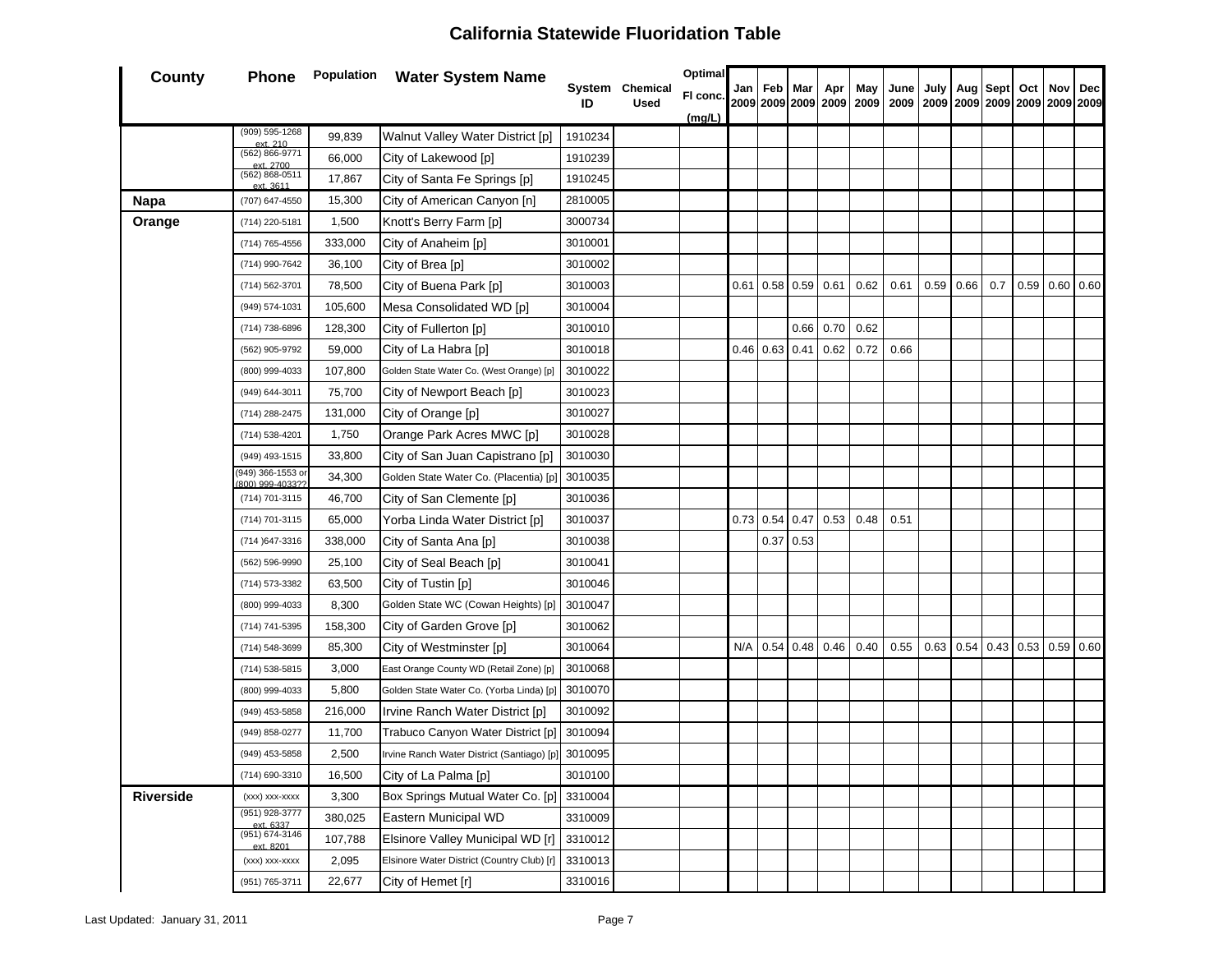# California Statewide Fluoridation Table

| County | Phone | Population | Water System Name | System ID | Chemical Used | Optimal Fl conc. (mg/L) | Jan 2009 | Feb 2009 | Mar 2009 | Apr 2009 | May 2009 | June 2009 | July 2009 | Aug 2009 | Sept 2009 | Oct 2009 | Nov 2009 | Dec 2009 |
|---|---|---|---|---|---|---|---|---|---|---|---|---|---|---|---|---|---|---|
| | (909) 595-1268 ext. 210 | 99,839 | Walnut Valley Water District [p] | 1910234 | | | | | | | | | | | | | | |
| | (562) 866-9771 ext. 2700 | 66,000 | City of Lakewood [p] | 1910239 | | | | | | | | | | | | | | |
| | (562) 868-0511 ext. 3611 | 17,867 | City of Santa Fe Springs [p] | 1910245 | | | | | | | | | | | | | | |
| **Napa** | (707) 647-4550 | 15,300 | City of American Canyon [n] | 2810005 | | | | | | | | | | | | | | |
| **Orange** | (714) 220-5181 | 1,500 | Knott's Berry Farm [p] | 3000734 | | | | | | | | | | | | | | |
| | (714) 765-4556 | 333,000 | City of Anaheim [p] | 3010001 | | | | | | | | | | | | | | |
| | (714) 990-7642 | 36,100 | City of Brea [p] | 3010002 | | | | | | | | | | | | | | |
| | (714) 562-3701 | 78,500 | City of Buena Park [p] | 3010003 | | | 0.61 | 0.58 | 0.59 | 0.61 | 0.62 | 0.61 | 0.59 | 0.66 | 0.7 | 0.59 | 0.60 | 0.60 |
| | (949) 574-1031 | 105,600 | Mesa Consolidated WD [p] | 3010004 | | | | | | | | | | | | | | |
| | (714) 738-6896 | 128,300 | City of Fullerton [p] | 3010010 | | | | | 0.66 | 0.70 | 0.62 | | | | | | | |
| | (562) 905-9792 | 59,000 | City of La Habra [p] | 3010018 | | | 0.46 | 0.63 | 0.41 | 0.62 | 0.72 | 0.66 | | | | | | |
| | (800) 999-4033 | 107,800 | Golden State Water Co. (West Orange) [p] | 3010022 | | | | | | | | | | | | | | |
| | (949) 644-3011 | 75,700 | City of Newport Beach [p] | 3010023 | | | | | | | | | | | | | | |
| | (714) 288-2475 | 131,000 | City of Orange [p] | 3010027 | | | | | | | | | | | | | | |
| | (714) 538-4201 | 1,750 | Orange Park Acres MWC [p] | 3010028 | | | | | | | | | | | | | | |
| | (949) 493-1515 | 33,800 | City of San Juan Capistrano [p] | 3010030 | | | | | | | | | | | | | | |
| | (949) 366-1553 or (800) 999-4033?? | 34,300 | Golden State Water Co. (Placentia) [p] | 3010035 | | | | | | | | | | | | | | |
| | (714) 701-3115 | 46,700 | City of San Clemente [p] | 3010036 | | | | | | | | | | | | | | |
| | (714) 701-3115 | 65,000 | Yorba Linda Water District [p] | 3010037 | | | 0.73 | 0.54 | 0.47 | 0.53 | 0.48 | 0.51 | | | | | | |
| | (714 )647-3316 | 338,000 | City of Santa Ana [p] | 3010038 | | | | 0.37 | 0.53 | | | | | | | | | |
| | (562) 596-9990 | 25,100 | City of Seal Beach [p] | 3010041 | | | | | | | | | | | | | | |
| | (714) 573-3382 | 63,500 | City of Tustin [p] | 3010046 | | | | | | | | | | | | | | |
| | (800) 999-4033 | 8,300 | Golden State WC (Cowan Heights) [p] | 3010047 | | | | | | | | | | | | | | |
| | (714) 741-5395 | 158,300 | City of Garden Grove [p] | 3010062 | | | | | | | | | | | | | | |
| | (714) 548-3699 | 85,300 | City of Westminster [p] | 3010064 | | | N/A | 0.54 | 0.48 | 0.46 | 0.40 | 0.55 | 0.63 | 0.54 | 0.43 | 0.53 | 0.59 | 0.60 |
| | (714) 538-5815 | 3,000 | East Orange County WD (Retail Zone) [p] | 3010068 | | | | | | | | | | | | | | |
| | (800) 999-4033 | 5,800 | Golden State Water Co. (Yorba Linda) [p] | 3010070 | | | | | | | | | | | | | | |
| | (949) 453-5858 | 216,000 | Irvine Ranch Water District [p] | 3010092 | | | | | | | | | | | | | | |
| | (949) 858-0277 | 11,700 | Trabuco Canyon Water District [p] | 3010094 | | | | | | | | | | | | | | |
| | (949) 453-5858 | 2,500 | Irvine Ranch Water District (Santiago) [p] | 3010095 | | | | | | | | | | | | | | |
| | (714) 690-3310 | 16,500 | City of La Palma [p] | 3010100 | | | | | | | | | | | | | | |
| **Riverside** | (xxx) xxx-xxxx | 3,300 | Box Springs Mutual Water Co. [p] | 3310004 | | | | | | | | | | | | | | |
| | (951) 928-3777 ext. 6337 | 380,025 | Eastern Municipal WD | 3310009 | | | | | | | | | | | | | | |
| | (951) 674-3146 ext. 8201 | 107,788 | Elsinore Valley Municipal WD [r] | 3310012 | | | | | | | | | | | | | | |
| | (xxx) xxx-xxxx | 2,095 | Elsinore Water District (Country Club) [r] | 3310013 | | | | | | | | | | | | | | |
| | (951) 765-3711 | 22,677 | City of Hemet [r] | 3310016 | | | | | | | | | | | | | | |

Last Updated: January 31, 2011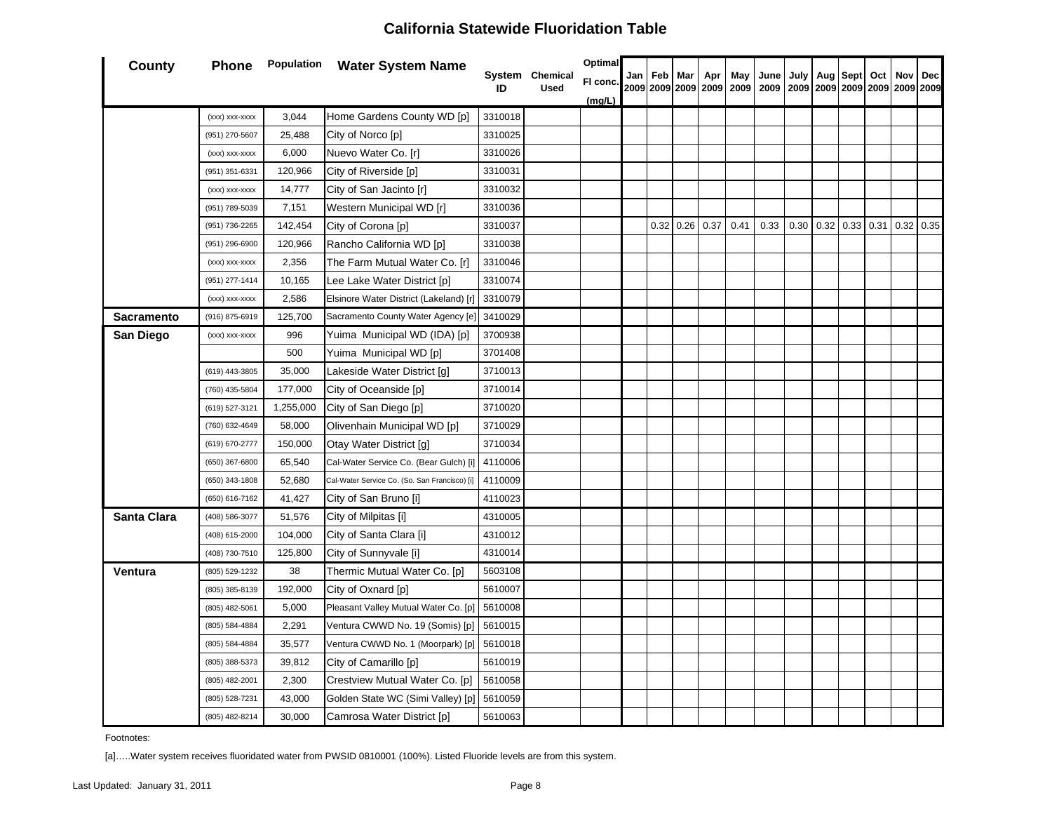# California Statewide Fluoridation Table

| County | Phone | Population | Water System Name | System ID | Chemical Used | Optimal Fl conc. (mg/L) | Jan 2009 | Feb 2009 | Mar 2009 | Apr 2009 | May 2009 | June 2009 | July 2009 | Aug 2009 | Sept 2009 | Oct 2009 | Nov 2009 | Dec 2009 |
|---|---|---|---|---|---|---|---|---|---|---|---|---|---|---|---|---|---|---|
| | (xxx) xxx-xxxx | 3,044 | Home Gardens County WD [p] | 3310018 | | | | | | | | | | | | | | |
| | (951) 270-5607 | 25,488 | City of Norco [p] | 3310025 | | | | | | | | | | | | | | |
| | (xxx) xxx-xxxx | 6,000 | Nuevo Water Co. [r] | 3310026 | | | | | | | | | | | | | | |
| | (951) 351-6331 | 120,966 | City of Riverside [p] | 3310031 | | | | | | | | | | | | | | |
| | (xxx) xxx-xxxx | 14,777 | City of San Jacinto [r] | 3310032 | | | | | | | | | | | | | | |
| | (951) 789-5039 | 7,151 | Western Municipal WD [r] | 3310036 | | | | | | | | | | | | | | |
| | (951) 736-2265 | 142,454 | City of Corona [p] | 3310037 | | | | 0.32 | 0.26 | 0.37 | 0.41 | 0.33 | 0.30 | 0.32 | 0.33 | 0.31 | 0.32 | 0.35 |
| | (951) 296-6900 | 120,966 | Rancho California WD [p] | 3310038 | | | | | | | | | | | | | | |
| | (xxx) xxx-xxxx | 2,356 | The Farm Mutual Water Co. [r] | 3310046 | | | | | | | | | | | | | | |
| | (951) 277-1414 | 10,165 | Lee Lake Water District [p] | 3310074 | | | | | | | | | | | | | | |
| | (xxx) xxx-xxxx | 2,586 | Elsinore Water District (Lakeland) [r] | 3310079 | | | | | | | | | | | | | | |
| **Sacramento** | (916) 875-6919 | 125,700 | Sacramento County Water Agency [e] | 3410029 | | | | | | | | | | | | | | |
| **San Diego** | (xxx) xxx-xxxx | 996 | Yuima Municipal WD (IDA) [p] | 3700938 | | | | | | | | | | | | | | |
| | | 500 | Yuima Municipal WD [p] | 3701408 | | | | | | | | | | | | | | |
| | (619) 443-3805 | 35,000 | Lakeside Water District [g] | 3710013 | | | | | | | | | | | | | | |
| | (760) 435-5804 | 177,000 | City of Oceanside [p] | 3710014 | | | | | | | | | | | | | | |
| | (619) 527-3121 | 1,255,000 | City of San Diego [p] | 3710020 | | | | | | | | | | | | | | |
| | (760) 632-4649 | 58,000 | Olivenhain Municipal WD [p] | 3710029 | | | | | | | | | | | | | | |
| | (619) 670-2777 | 150,000 | Otay Water District [g] | 3710034 | | | | | | | | | | | | | | |
| | (650) 367-6800 | 65,540 | Cal-Water Service Co. (Bear Gulch) [i] | 4110006 | | | | | | | | | | | | | | |
| | (650) 343-1808 | 52,680 | Cal-Water Service Co. (So. San Francisco) [i] | 4110009 | | | | | | | | | | | | | | |
| | (650) 616-7162 | 41,427 | City of San Bruno [i] | 4110023 | | | | | | | | | | | | | | |
| **Santa Clara** | (408) 586-3077 | 51,576 | City of Milpitas [i] | 4310005 | | | | | | | | | | | | | | |
| | (408) 615-2000 | 104,000 | City of Santa Clara [i] | 4310012 | | | | | | | | | | | | | | |
| | (408) 730-7510 | 125,800 | City of Sunnyvale [i] | 4310014 | | | | | | | | | | | | | | |
| **Ventura** | (805) 529-1232 | 38 | Thermic Mutual Water Co. [p] | 5603108 | | | | | | | | | | | | | | |
| | (805) 385-8139 | 192,000 | City of Oxnard [p] | 5610007 | | | | | | | | | | | | | | |
| | (805) 482-5061 | 5,000 | Pleasant Valley Mutual Water Co. [p] | 5610008 | | | | | | | | | | | | | | |
| | (805) 584-4884 | 2,291 | Ventura CWWD No. 19 (Somis) [p] | 5610015 | | | | | | | | | | | | | | |
| | (805) 584-4884 | 35,577 | Ventura CWWD No. 1 (Moorpark) [p] | 5610018 | | | | | | | | | | | | | | |
| | (805) 388-5373 | 39,812 | City of Camarillo [p] | 5610019 | | | | | | | | | | | | | | |
| | (805) 482-2001 | 2,300 | Crestview Mutual Water Co. [p] | 5610058 | | | | | | | | | | | | | | |
| | (805) 528-7231 | 43,000 | Golden State WC (Simi Valley) [p] | 5610059 | | | | | | | | | | | | | | |
| | (805) 482-8214 | 30,000 | Camrosa Water District [p] | 5610063 | | | | | | | | | | | | | | |

Footnotes:

[a]…..Water system receives fluoridated water from PWSID 0810001 (100%). Listed Fluoride levels are from this system.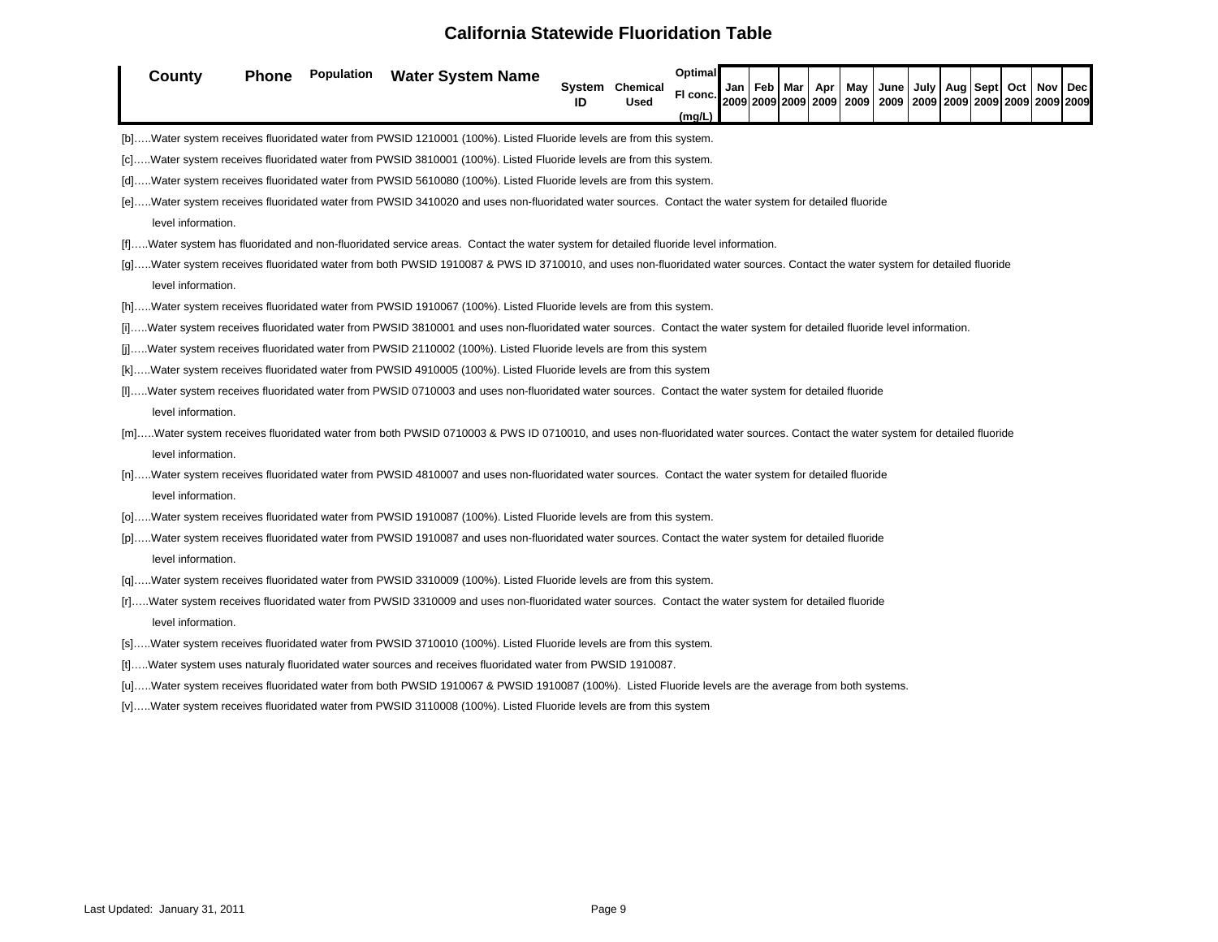# California Statewide Fluoridation Table

| County | Phone | Population | Water System Name | System ID | Chemical Used | Optimal Fl conc. (mg/L) | Jan 2009 | Feb 2009 | Mar 2009 | Apr 2009 | May 2009 | June 2009 | July 2009 | Aug 2009 | Sept 2009 | Oct 2009 | Nov 2009 | Dec 2009 |
|---|---|---|---|---|---|---|---|---|---|---|---|---|---|---|---|---|---|---|

[b].....Water system receives fluoridated water from PWSID 1210001 (100%). Listed Fluoride levels are from this system.

[c].....Water system receives fluoridated water from PWSID 3810001 (100%). Listed Fluoride levels are from this system.

[d].....Water system receives fluoridated water from PWSID 5610080 (100%). Listed Fluoride levels are from this system.

[e].....Water system receives fluoridated water from PWSID 3410020 and uses non-fluoridated water sources. Contact the water system for detailed fluoride level information.

[f].....Water system has fluoridated and non-fluoridated service areas. Contact the water system for detailed fluoride level information.

[g].....Water system receives fluoridated water from both PWSID 1910087 & PWS ID 3710010, and uses non-fluoridated water sources. Contact the water system for detailed fluoride level information.

[h].....Water system receives fluoridated water from PWSID 1910067 (100%). Listed Fluoride levels are from this system.

[i].....Water system receives fluoridated water from PWSID 3810001 and uses non-fluoridated water sources. Contact the water system for detailed fluoride level information.

[j].....Water system receives fluoridated water from PWSID 2110002 (100%). Listed Fluoride levels are from this system

[k].....Water system receives fluoridated water from PWSID 4910005 (100%). Listed Fluoride levels are from this system

[l].....Water system receives fluoridated water from PWSID 0710003 and uses non-fluoridated water sources. Contact the water system for detailed fluoride level information.

[m].....Water system receives fluoridated water from both PWSID 0710003 & PWS ID 0710010, and uses non-fluoridated water sources. Contact the water system for detailed fluoride level information.

[n].....Water system receives fluoridated water from PWSID 4810007 and uses non-fluoridated water sources. Contact the water system for detailed fluoride level information.

[o].....Water system receives fluoridated water from PWSID 1910087 (100%). Listed Fluoride levels are from this system.

[p].....Water system receives fluoridated water from PWSID 1910087 and uses non-fluoridated water sources. Contact the water system for detailed fluoride level information.

[q].....Water system receives fluoridated water from PWSID 3310009 (100%). Listed Fluoride levels are from this system.

[r].....Water system receives fluoridated water from PWSID 3310009 and uses non-fluoridated water sources. Contact the water system for detailed fluoride level information.

[s].....Water system receives fluoridated water from PWSID 3710010 (100%). Listed Fluoride levels are from this system.

[t].....Water system uses naturaly fluoridated water sources and receives fluoridated water from PWSID 1910087.

[u].....Water system receives fluoridated water from both PWSID 1910067 & PWSID 1910087 (100%). Listed Fluoride levels are the average from both systems.

[v].....Water system receives fluoridated water from PWSID 3110008 (100%). Listed Fluoride levels are from this system

Last Updated: January 31, 2011